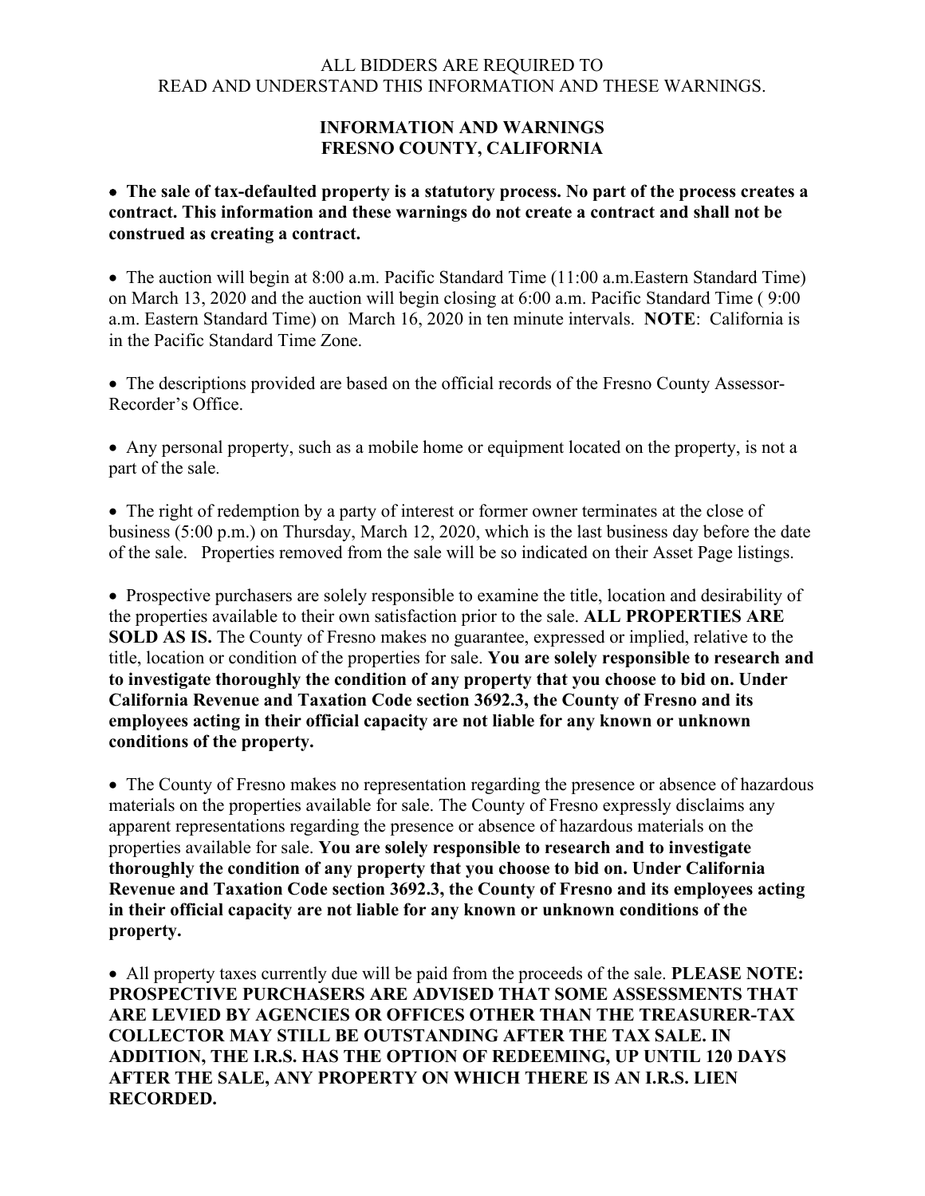ALL BIDDERS ARE REQUIRED TO
READ AND UNDERSTAND THIS INFORMATION AND THESE WARNINGS.

## INFORMATION AND WARNINGS
## FRESNO COUNTY, CALIFORNIA

- **The sale of tax-defaulted property is a statutory process. No part of the process creates a contract. This information and these warnings do not create a contract and shall not be construed as creating a contract.**

- The auction will begin at 8:00 a.m. Pacific Standard Time (11:00 a.m.Eastern Standard Time) on March 13, 2020 and the auction will begin closing at 6:00 a.m. Pacific Standard Time ( 9:00 a.m. Eastern Standard Time) on March 16, 2020 in ten minute intervals. **NOTE**: California is in the Pacific Standard Time Zone.

- The descriptions provided are based on the official records of the Fresno County Assessor-Recorder's Office.

- Any personal property, such as a mobile home or equipment located on the property, is not a part of the sale.

- The right of redemption by a party of interest or former owner terminates at the close of business (5:00 p.m.) on Thursday, March 12, 2020, which is the last business day before the date of the sale. Properties removed from the sale will be so indicated on their Asset Page listings.

- Prospective purchasers are solely responsible to examine the title, location and desirability of the properties available to their own satisfaction prior to the sale. **ALL PROPERTIES ARE SOLD AS IS.** The County of Fresno makes no guarantee, expressed or implied, relative to the title, location or condition of the properties for sale. **You are solely responsible to research and to investigate thoroughly the condition of any property that you choose to bid on. Under California Revenue and Taxation Code section 3692.3, the County of Fresno and its employees acting in their official capacity are not liable for any known or unknown conditions of the property.**

- The County of Fresno makes no representation regarding the presence or absence of hazardous materials on the properties available for sale. The County of Fresno expressly disclaims any apparent representations regarding the presence or absence of hazardous materials on the properties available for sale. **You are solely responsible to research and to investigate thoroughly the condition of any property that you choose to bid on. Under California Revenue and Taxation Code section 3692.3, the County of Fresno and its employees acting in their official capacity are not liable for any known or unknown conditions of the property.**

- All property taxes currently due will be paid from the proceeds of the sale. **PLEASE NOTE: PROSPECTIVE PURCHASERS ARE ADVISED THAT SOME ASSESSMENTS THAT ARE LEVIED BY AGENCIES OR OFFICES OTHER THAN THE TREASURER-TAX COLLECTOR MAY STILL BE OUTSTANDING AFTER THE TAX SALE. IN ADDITION, THE I.R.S. HAS THE OPTION OF REDEEMING, UP UNTIL 120 DAYS AFTER THE SALE, ANY PROPERTY ON WHICH THERE IS AN I.R.S. LIEN RECORDED.**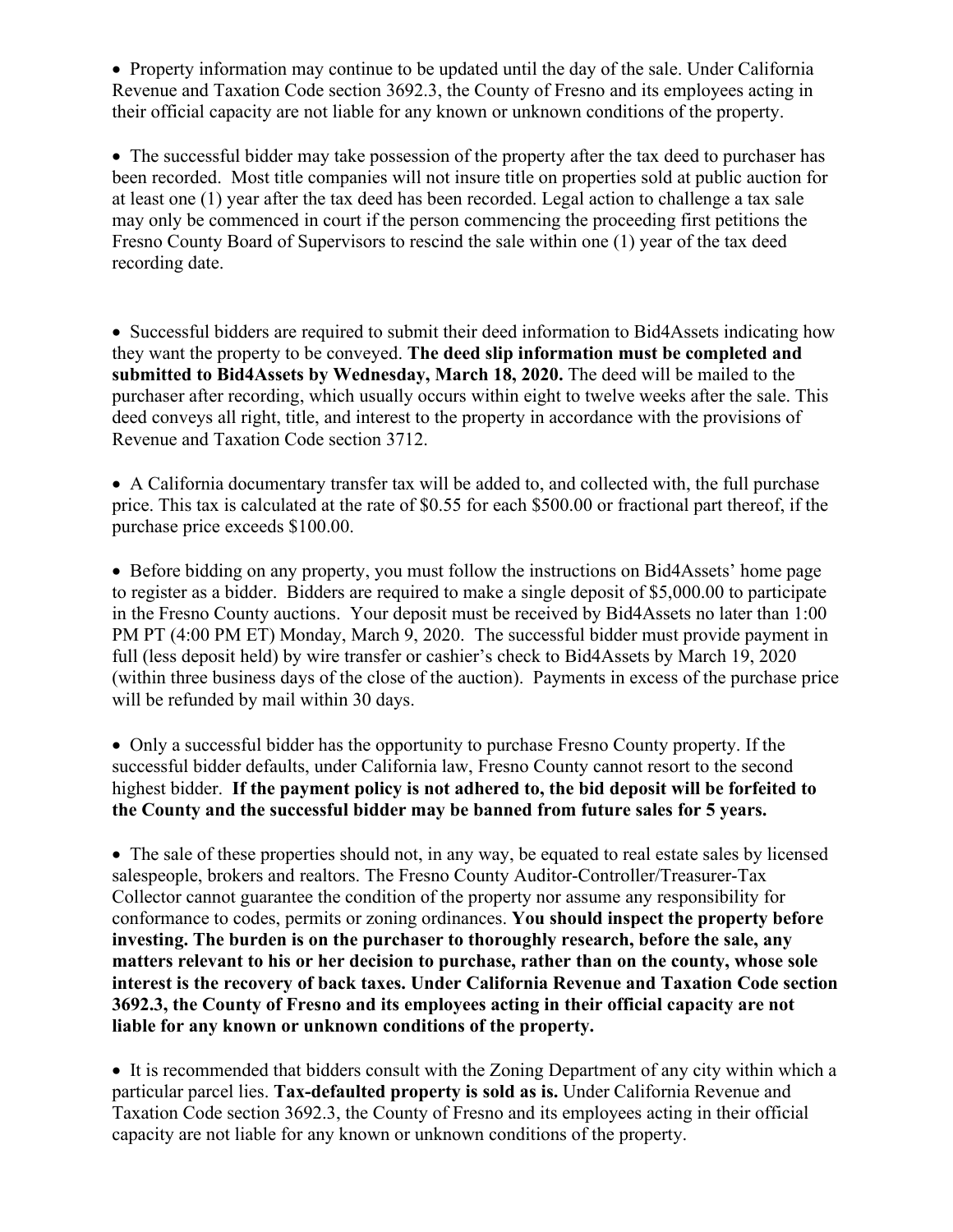- Property information may continue to be updated until the day of the sale. Under California Revenue and Taxation Code section 3692.3, the County of Fresno and its employees acting in their official capacity are not liable for any known or unknown conditions of the property.

- The successful bidder may take possession of the property after the tax deed to purchaser has been recorded. Most title companies will not insure title on properties sold at public auction for at least one (1) year after the tax deed has been recorded. Legal action to challenge a tax sale may only be commenced in court if the person commencing the proceeding first petitions the Fresno County Board of Supervisors to rescind the sale within one (1) year of the tax deed recording date.

- Successful bidders are required to submit their deed information to Bid4Assets indicating how they want the property to be conveyed. **The deed slip information must be completed and submitted to Bid4Assets by Wednesday, March 18, 2020.** The deed will be mailed to the purchaser after recording, which usually occurs within eight to twelve weeks after the sale. This deed conveys all right, title, and interest to the property in accordance with the provisions of Revenue and Taxation Code section 3712.

- A California documentary transfer tax will be added to, and collected with, the full purchase price. This tax is calculated at the rate of $0.55 for each $500.00 or fractional part thereof, if the purchase price exceeds $100.00.

- Before bidding on any property, you must follow the instructions on Bid4Assets' home page to register as a bidder. Bidders are required to make a single deposit of $5,000.00 to participate in the Fresno County auctions. Your deposit must be received by Bid4Assets no later than 1:00 PM PT (4:00 PM ET) Monday, March 9, 2020. The successful bidder must provide payment in full (less deposit held) by wire transfer or cashier's check to Bid4Assets by March 19, 2020 (within three business days of the close of the auction). Payments in excess of the purchase price will be refunded by mail within 30 days.

- Only a successful bidder has the opportunity to purchase Fresno County property. If the successful bidder defaults, under California law, Fresno County cannot resort to the second highest bidder. **If the payment policy is not adhered to, the bid deposit will be forfeited to the County and the successful bidder may be banned from future sales for 5 years.**

- The sale of these properties should not, in any way, be equated to real estate sales by licensed salespeople, brokers and realtors. The Fresno County Auditor-Controller/Treasurer-Tax Collector cannot guarantee the condition of the property nor assume any responsibility for conformance to codes, permits or zoning ordinances. **You should inspect the property before investing. The burden is on the purchaser to thoroughly research, before the sale, any matters relevant to his or her decision to purchase, rather than on the county, whose sole interest is the recovery of back taxes. Under California Revenue and Taxation Code section 3692.3, the County of Fresno and its employees acting in their official capacity are not liable for any known or unknown conditions of the property.**

- It is recommended that bidders consult with the Zoning Department of any city within which a particular parcel lies. **Tax-defaulted property is sold as is.** Under California Revenue and Taxation Code section 3692.3, the County of Fresno and its employees acting in their official capacity are not liable for any known or unknown conditions of the property.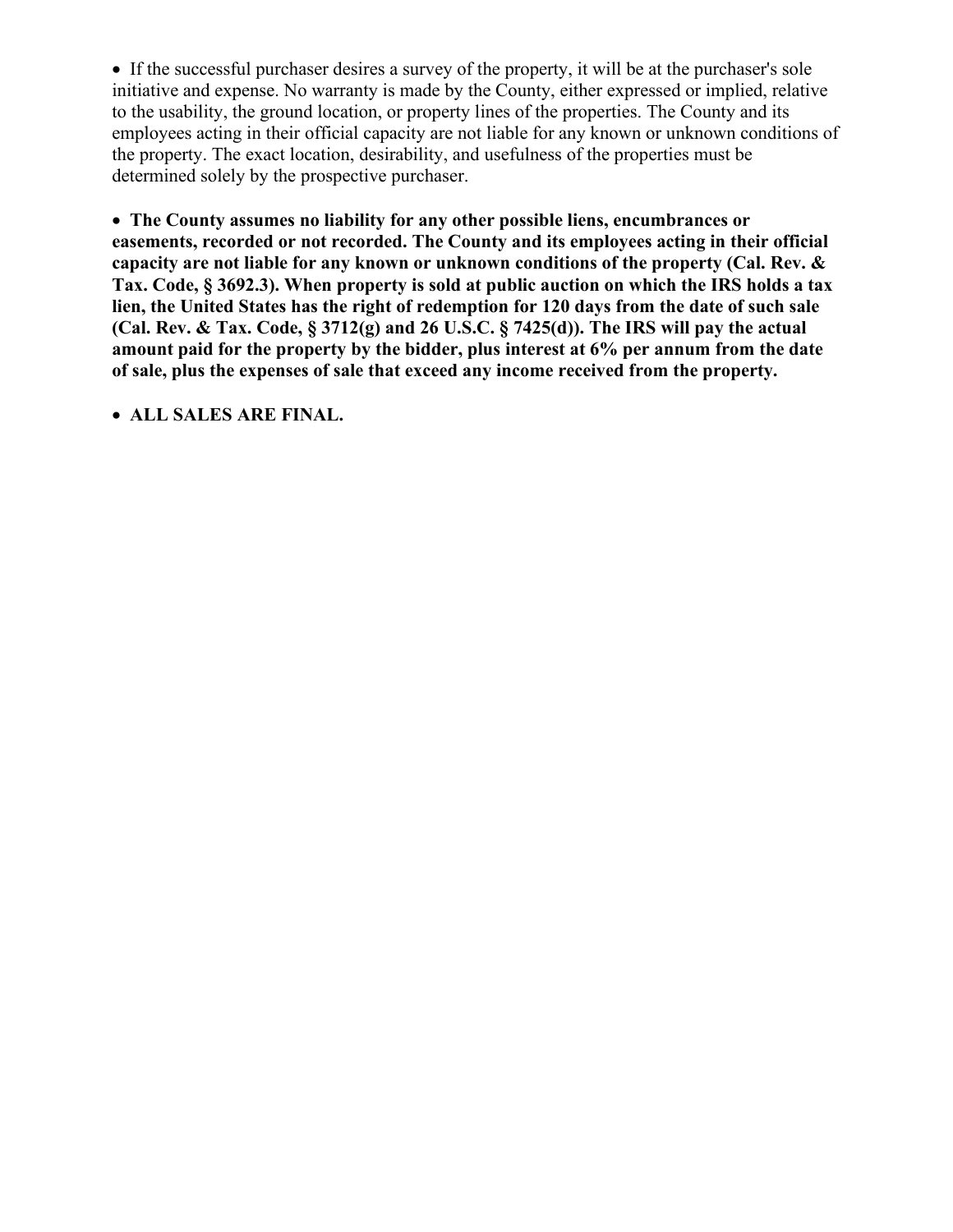- If the successful purchaser desires a survey of the property, it will be at the purchaser's sole initiative and expense. No warranty is made by the County, either expressed or implied, relative to the usability, the ground location, or property lines of the properties. The County and its employees acting in their official capacity are not liable for any known or unknown conditions of the property. The exact location, desirability, and usefulness of the properties must be determined solely by the prospective purchaser.

- **The County assumes no liability for any other possible liens, encumbrances or easements, recorded or not recorded. The County and its employees acting in their official capacity are not liable for any known or unknown conditions of the property (Cal. Rev. & Tax. Code, § 3692.3). When property is sold at public auction on which the IRS holds a tax lien, the United States has the right of redemption for 120 days from the date of such sale (Cal. Rev. & Tax. Code, § 3712(g) and 26 U.S.C. § 7425(d)). The IRS will pay the actual amount paid for the property by the bidder, plus interest at 6% per annum from the date of sale, plus the expenses of sale that exceed any income received from the property.**

- **ALL SALES ARE FINAL.**